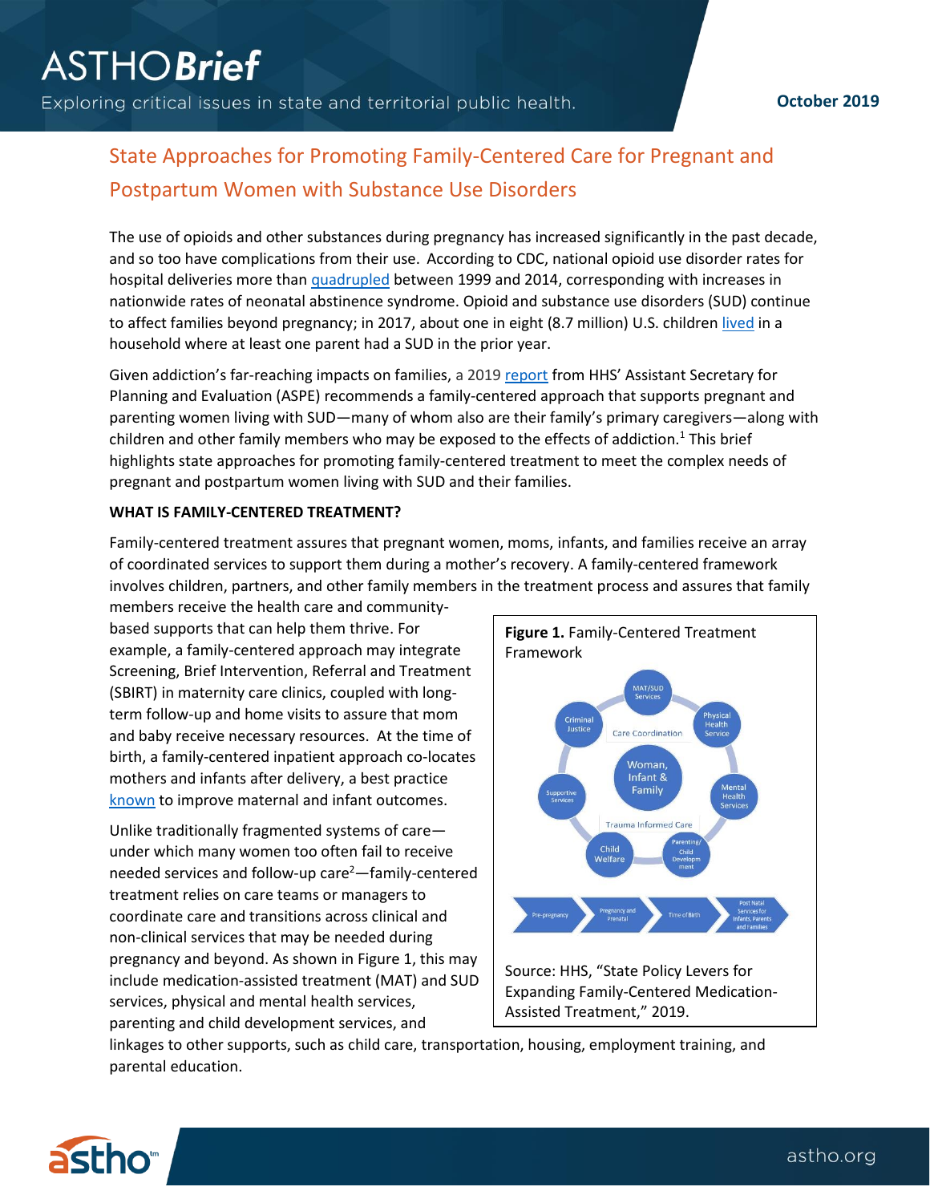# ASTHO*Brief*

Exploring critical issues in state and territorial public health.

**October 2019**

## State Approaches for Promoting Family-Centered Care for Pregnant and Postpartum Women with Substance Use Disorders

The use of opioids and other substances during pregnancy has increased significantly in the past decade, and so too have complications from their use. According to CDC, national opioid use disorder rates for hospital deliveries more than quadrupled between 1999 and 2014, corresponding with increases in nationwide rates of neonatal abstinence syndrome. Opioid and substance use disorders (SUD) continue to affect families beyond pregnancy; in 2017, about one in eight (8.7 million) U.S. children lived in a household where at least one parent had a SUD in the prior year.

Given addiction's far-reaching impacts on families, a 2019 report from HHS' Assistant Secretary for Planning and Evaluation (ASPE) recommends a family-centered approach that supports pregnant and parenting women living with SUD—many of whom also are their family's primary caregivers—along with children and other family members who may be exposed to the effects of addiction.[1] This brief highlights state approaches for promoting family-centered treatment to meet the complex needs of pregnant and postpartum women living with SUD and their families.

**WHAT IS FAMILY-CENTERED TREATMENT?**

Family-centered treatment assures that pregnant women, moms, infants, and families receive an array of coordinated services to support them during a mother's recovery. A family-centered framework involves children, partners, and other family members in the treatment process and assures that family members receive the health care and community-based supports that can help them thrive. For example, a family-centered approach may integrate Screening, Brief Intervention, Referral and Treatment (SBIRT) in maternity care clinics, coupled with long-term follow-up and home visits to assure that mom and baby receive necessary resources. At the time of birth, a family-centered inpatient approach co-locates mothers and infants after delivery, a best practice known to improve maternal and infant outcomes.

Unlike traditionally fragmented systems of care—under which many women too often fail to receive needed services and follow-up care[2]—family-centered treatment relies on care teams or managers to coordinate care and transitions across clinical and non-clinical services that may be needed during pregnancy and beyond. As shown in Figure 1, this may include medication-assisted treatment (MAT) and SUD services, physical and mental health services, parenting and child development services, and linkages to other supports, such as child care, transportation, housing, employment training, and parental education.

**Figure 1.** Family-Centered Treatment Framework

Source: HHS, "State Policy Levers for Expanding Family-Centered Medication-Assisted Treatment," 2019.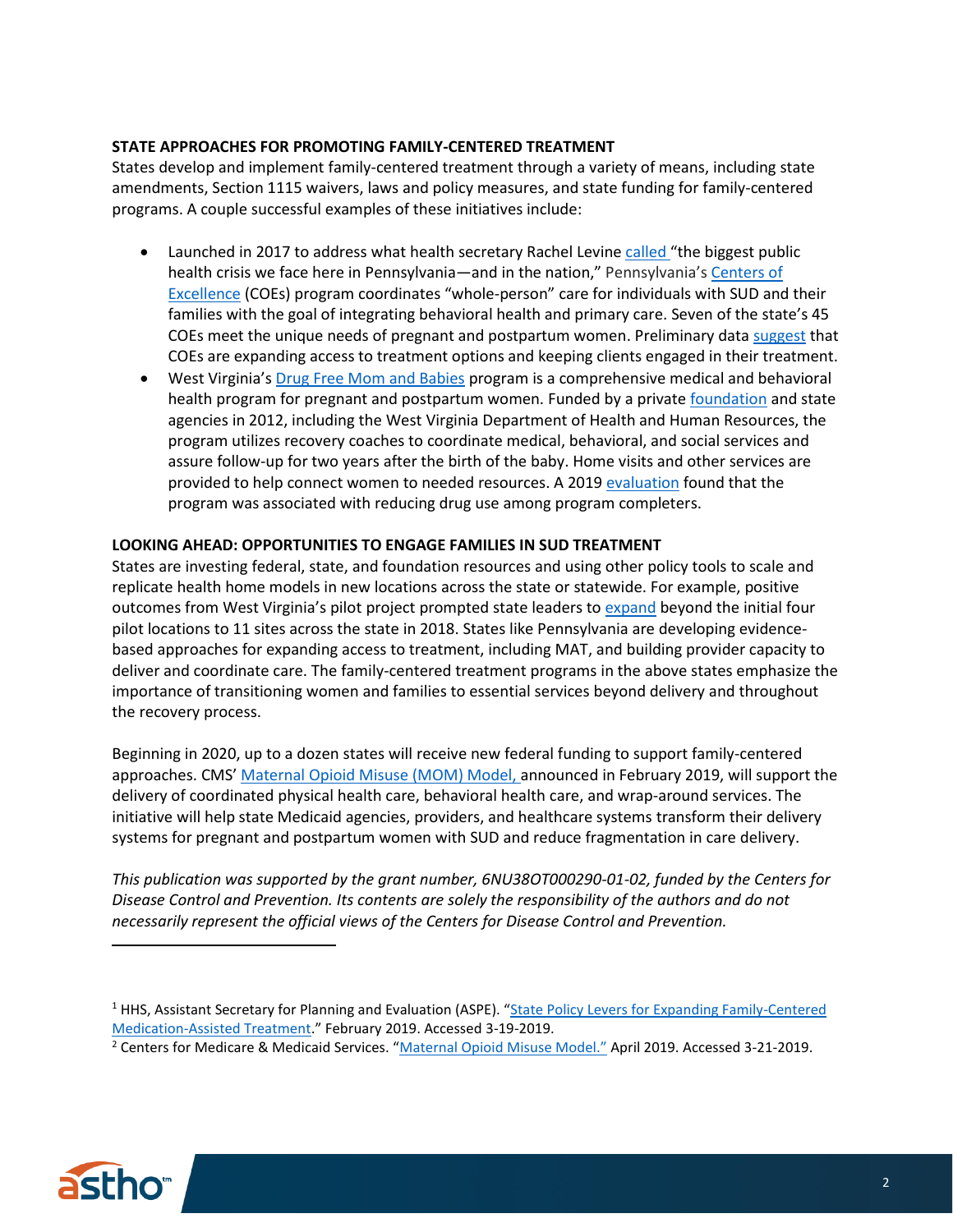**STATE APPROACHES FOR PROMOTING FAMILY-CENTERED TREATMENT**

States develop and implement family-centered treatment through a variety of means, including state amendments, Section 1115 waivers, laws and policy measures, and state funding for family-centered programs. A couple successful examples of these initiatives include:

- Launched in 2017 to address what health secretary Rachel Levine called "the biggest public health crisis we face here in Pennsylvania—and in the nation," Pennsylvania's Centers of Excellence (COEs) program coordinates "whole-person" care for individuals with SUD and their families with the goal of integrating behavioral health and primary care. Seven of the state's 45 COEs meet the unique needs of pregnant and postpartum women. Preliminary data suggest that COEs are expanding access to treatment options and keeping clients engaged in their treatment.
- West Virginia's Drug Free Mom and Babies program is a comprehensive medical and behavioral health program for pregnant and postpartum women. Funded by a private foundation and state agencies in 2012, including the West Virginia Department of Health and Human Resources, the program utilizes recovery coaches to coordinate medical, behavioral, and social services and assure follow-up for two years after the birth of the baby. Home visits and other services are provided to help connect women to needed resources. A 2019 evaluation found that the program was associated with reducing drug use among program completers.

**LOOKING AHEAD: OPPORTUNITIES TO ENGAGE FAMILIES IN SUD TREATMENT**

States are investing federal, state, and foundation resources and using other policy tools to scale and replicate health home models in new locations across the state or statewide. For example, positive outcomes from West Virginia's pilot project prompted state leaders to expand beyond the initial four pilot locations to 11 sites across the state in 2018. States like Pennsylvania are developing evidence-based approaches for expanding access to treatment, including MAT, and building provider capacity to deliver and coordinate care. The family-centered treatment programs in the above states emphasize the importance of transitioning women and families to essential services beyond delivery and throughout the recovery process.

Beginning in 2020, up to a dozen states will receive new federal funding to support family-centered approaches. CMS' Maternal Opioid Misuse (MOM) Model, announced in February 2019, will support the delivery of coordinated physical health care, behavioral health care, and wrap-around services. The initiative will help state Medicaid agencies, providers, and healthcare systems transform their delivery systems for pregnant and postpartum women with SUD and reduce fragmentation in care delivery.

*This publication was supported by the grant number, 6NU38OT000290-01-02, funded by the Centers for Disease Control and Prevention. Its contents are solely the responsibility of the authors and do not necessarily represent the official views of the Centers for Disease Control and Prevention.*

---

[1] HHS, Assistant Secretary for Planning and Evaluation (ASPE). "State Policy Levers for Expanding Family-Centered Medication-Assisted Treatment." February 2019. Accessed 3-19-2019.

[2] Centers for Medicare & Medicaid Services. "Maternal Opioid Misuse Model." April 2019. Accessed 3-21-2019.